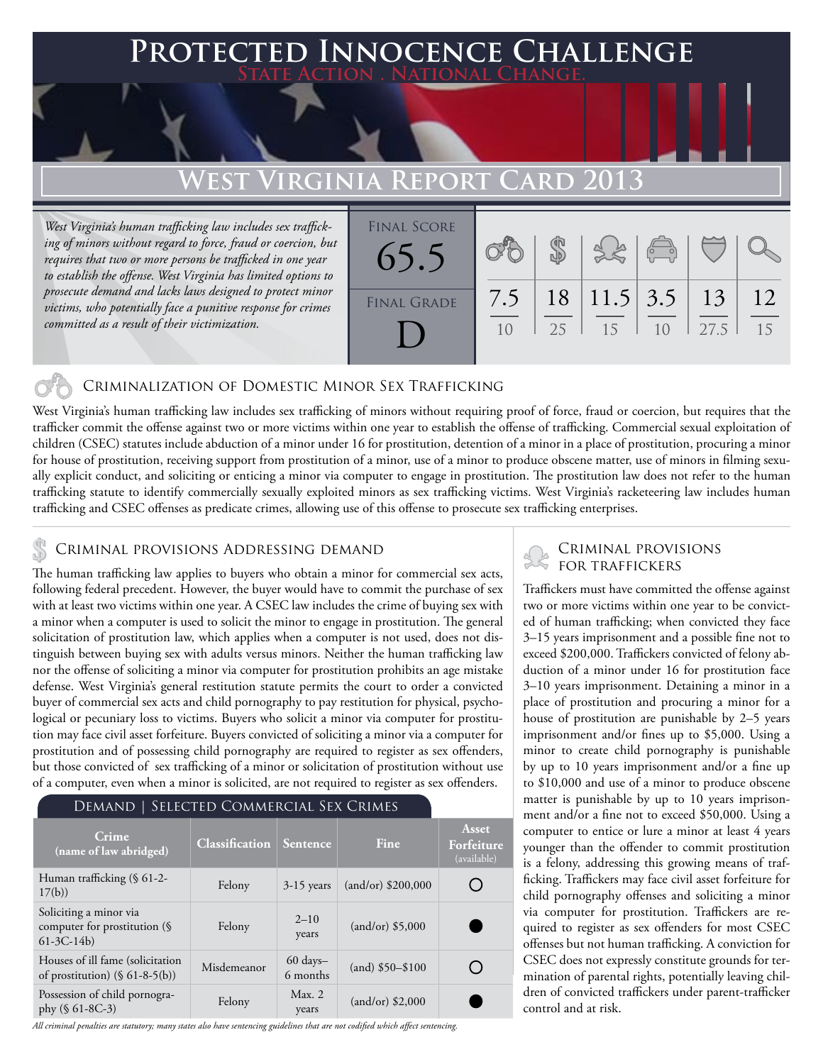# Protected Innocence Challenge

State Action . National Change.

## West Virginia Report Card 2013

*West Virginia's human trafficking law includes sex trafficking of minors without regard to force, fraud or coercion, but requires that two or more persons be trafficked in one year to establish the offense. West Virginia has limited options to prosecute demand and lacks laws designed to protect minor victims, who potentially face a punitive response for crimes committed as a result of their victimization.*

Final Score: 65.5

Final Grade: D

| Criminalization | Demand | Traffickers | Facilitators | Protection | Investigation |
|---|---|---|---|---|---|
| 7.5/10 | 18/25 | 11.5/15 | 3.5/10 | 13/27.5 | 12/15 |

### Criminalization of Domestic Minor Sex Trafficking

West Virginia's human trafficking law includes sex trafficking of minors without requiring proof of force, fraud or coercion, but requires that the trafficker commit the offense against two or more victims within one year to establish the offense of trafficking. Commercial sexual exploitation of children (CSEC) statutes include abduction of a minor under 16 for prostitution, detention of a minor in a place of prostitution, procuring a minor for house of prostitution, receiving support from prostitution of a minor, use of a minor to produce obscene matter, use of minors in filming sexually explicit conduct, and soliciting or enticing a minor via computer to engage in prostitution. The prostitution law does not refer to the human trafficking statute to identify commercially sexually exploited minors as sex trafficking victims. West Virginia's racketeering law includes human trafficking and CSEC offenses as predicate crimes, allowing use of this offense to prosecute sex trafficking enterprises.

### Criminal provisions Addressing demand

The human trafficking law applies to buyers who obtain a minor for commercial sex acts, following federal precedent. However, the buyer would have to commit the purchase of sex with at least two victims within one year. A CSEC law includes the crime of buying sex with a minor when a computer is used to solicit the minor to engage in prostitution. The general solicitation of prostitution law, which applies when a computer is not used, does not distinguish between buying sex with adults versus minors. Neither the human trafficking law nor the offense of soliciting a minor via computer for prostitution prohibits an age mistake defense. West Virginia's general restitution statute permits the court to order a convicted buyer of commercial sex acts and child pornography to pay restitution for physical, psychological or pecuniary loss to victims. Buyers who solicit a minor via computer for prostitution may face civil asset forfeiture. Buyers convicted of soliciting a minor via a computer for prostitution and of possessing child pornography are required to register as sex offenders, but those convicted of sex trafficking of a minor or solicitation of prostitution without use of a computer, even when a minor is solicited, are not required to register as sex offenders.

Demand | Selected Commercial Sex Crimes

| Crime (name of law abridged) | Classification | Sentence | Fine | Asset Forfeiture (available) |
|---|---|---|---|---|
| Human trafficking (§ 61-2-17(b)) | Felony | 3-15 years | (and/or) $200,000 | ○ |
| Soliciting a minor via computer for prostitution (§ 61-3C-14b) | Felony | 2–10 years | (and/or) $5,000 | ● |
| Houses of ill fame (solicitation of prostitution) (§ 61-8-5(b)) | Misdemeanor | 60 days–6 months | (and) $50–$100 | ○ |
| Possession of child pornography (§ 61-8C-3) | Felony | Max. 2 years | (and/or) $2,000 | ● |

*All criminal penalties are statutory; many states also have sentencing guidelines that are not codified which affect sentencing.*

### Criminal provisions for traffickers

Traffickers must have committed the offense against two or more victims within one year to be convicted of human trafficking; when convicted they face 3–15 years imprisonment and a possible fine not to exceed $200,000. Traffickers convicted of felony abduction of a minor under 16 for prostitution face 3–10 years imprisonment. Detaining a minor in a place of prostitution and procuring a minor for a house of prostitution are punishable by 2–5 years imprisonment and/or fines up to $5,000. Using a minor to create child pornography is punishable by up to 10 years imprisonment and/or a fine up to $10,000 and use of a minor to produce obscene matter is punishable by up to 10 years imprisonment and/or a fine not to exceed $50,000. Using a computer to entice or lure a minor at least 4 years younger than the offender to commit prostitution is a felony, addressing this growing means of trafficking. Traffickers may face civil asset forfeiture for child pornography offenses and soliciting a minor via computer for prostitution. Traffickers are required to register as sex offenders for most CSEC offenses but not human trafficking. A conviction for CSEC does not expressly constitute grounds for termination of parental rights, potentially leaving children of convicted traffickers under parent-trafficker control and at risk.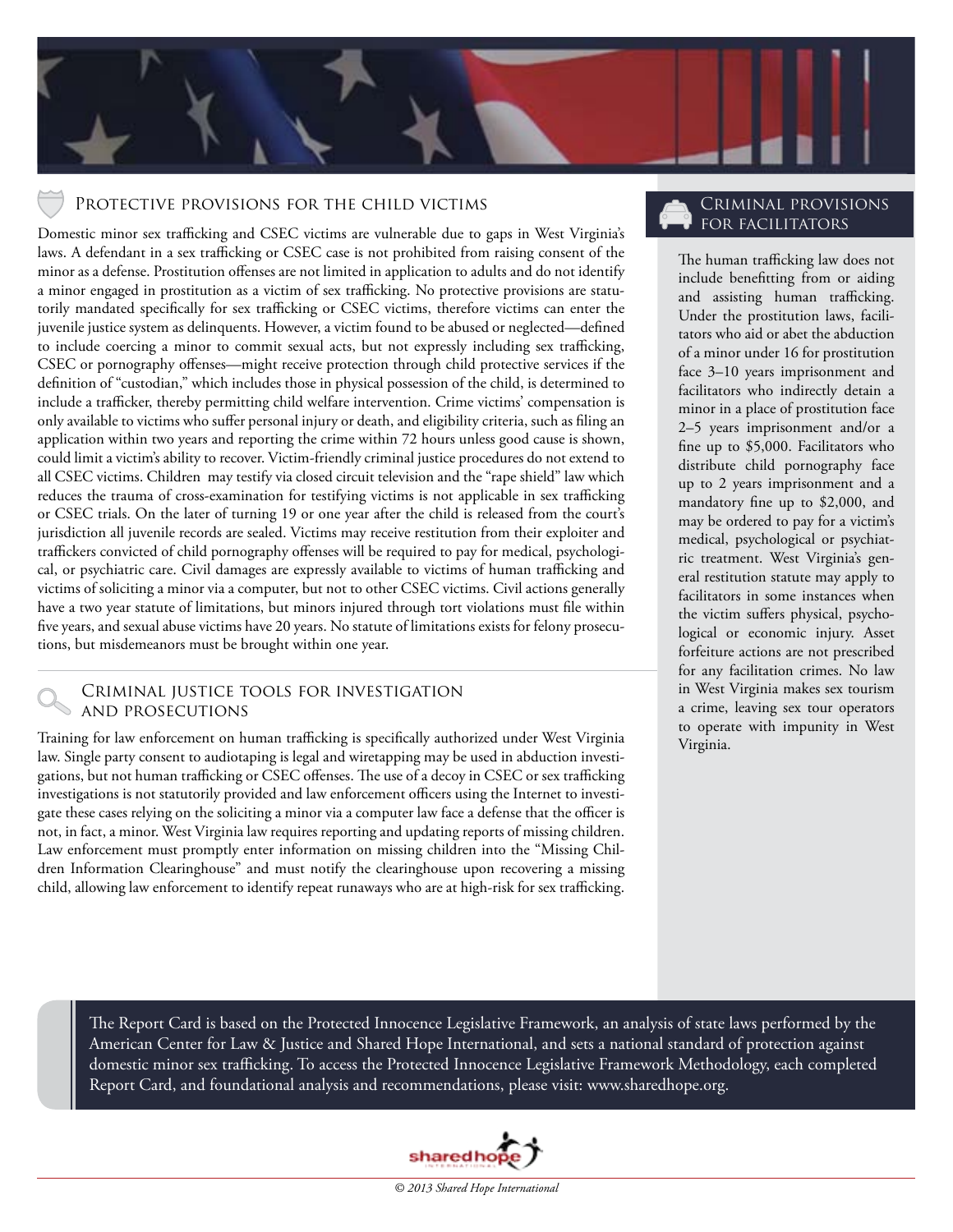## Protective provisions for the child victims

Domestic minor sex trafficking and CSEC victims are vulnerable due to gaps in West Virginia's laws. A defendant in a sex trafficking or CSEC case is not prohibited from raising consent of the minor as a defense. Prostitution offenses are not limited in application to adults and do not identify a minor engaged in prostitution as a victim of sex trafficking. No protective provisions are statutorily mandated specifically for sex trafficking or CSEC victims, therefore victims can enter the juvenile justice system as delinquents. However, a victim found to be abused or neglected—defined to include coercing a minor to commit sexual acts, but not expressly including sex trafficking, CSEC or pornography offenses—might receive protection through child protective services if the definition of "custodian," which includes those in physical possession of the child, is determined to include a trafficker, thereby permitting child welfare intervention. Crime victims' compensation is only available to victims who suffer personal injury or death, and eligibility criteria, such as filing an application within two years and reporting the crime within 72 hours unless good cause is shown, could limit a victim's ability to recover. Victim-friendly criminal justice procedures do not extend to all CSEC victims. Children may testify via closed circuit television and the "rape shield" law which reduces the trauma of cross-examination for testifying victims is not applicable in sex trafficking or CSEC trials. On the later of turning 19 or one year after the child is released from the court's jurisdiction all juvenile records are sealed. Victims may receive restitution from their exploiter and traffickers convicted of child pornography offenses will be required to pay for medical, psychological, or psychiatric care. Civil damages are expressly available to victims of human trafficking and victims of soliciting a minor via a computer, but not to other CSEC victims. Civil actions generally have a two year statute of limitations, but minors injured through tort violations must file within five years, and sexual abuse victims have 20 years. No statute of limitations exists for felony prosecutions, but misdemeanors must be brought within one year.

## Criminal justice tools for investigation and prosecutions

Training for law enforcement on human trafficking is specifically authorized under West Virginia law. Single party consent to audiotaping is legal and wiretapping may be used in abduction investigations, but not human trafficking or CSEC offenses. The use of a decoy in CSEC or sex trafficking investigations is not statutorily provided and law enforcement officers using the Internet to investigate these cases relying on the soliciting a minor via a computer law face a defense that the officer is not, in fact, a minor. West Virginia law requires reporting and updating reports of missing children. Law enforcement must promptly enter information on missing children into the "Missing Children Information Clearinghouse" and must notify the clearinghouse upon recovering a missing child, allowing law enforcement to identify repeat runaways who are at high-risk for sex trafficking.

## Criminal provisions for facilitators

The human trafficking law does not include benefitting from or aiding and assisting human trafficking. Under the prostitution laws, facilitators who aid or abet the abduction of a minor under 16 for prostitution face 3–10 years imprisonment and facilitators who indirectly detain a minor in a place of prostitution face 2–5 years imprisonment and/or a fine up to $5,000. Facilitators who distribute child pornography face up to 2 years imprisonment and a mandatory fine up to $2,000, and may be ordered to pay for a victim's medical, psychological or psychiatric treatment. West Virginia's general restitution statute may apply to facilitators in some instances when the victim suffers physical, psychological or economic injury. Asset forfeiture actions are not prescribed for any facilitation crimes. No law in West Virginia makes sex tourism a crime, leaving sex tour operators to operate with impunity in West Virginia.

The Report Card is based on the Protected Innocence Legislative Framework, an analysis of state laws performed by the American Center for Law & Justice and Shared Hope International, and sets a national standard of protection against domestic minor sex trafficking. To access the Protected Innocence Legislative Framework Methodology, each completed Report Card, and foundational analysis and recommendations, please visit: www.sharedhope.org.

*© 2013 Shared Hope International*